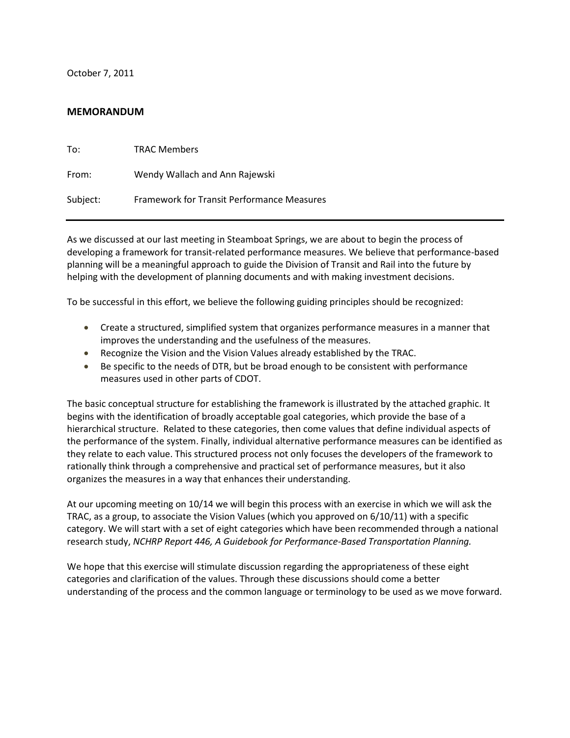October 7, 2011

## MEMORANDUM

To: TRAC Members

From: Wendy Wallach and Ann Rajewski

Subject: Framework for Transit Performance Measures

---

As we discussed at our last meeting in Steamboat Springs, we are about to begin the process of developing a framework for transit-related performance measures. We believe that performance-based planning will be a meaningful approach to guide the Division of Transit and Rail into the future by helping with the development of planning documents and with making investment decisions.

To be successful in this effort, we believe the following guiding principles should be recognized:

- Create a structured, simplified system that organizes performance measures in a manner that improves the understanding and the usefulness of the measures.
- Recognize the Vision and the Vision Values already established by the TRAC.
- Be specific to the needs of DTR, but be broad enough to be consistent with performance measures used in other parts of CDOT.

The basic conceptual structure for establishing the framework is illustrated by the attached graphic. It begins with the identification of broadly acceptable goal categories, which provide the base of a hierarchical structure. Related to these categories, then come values that define individual aspects of the performance of the system. Finally, individual alternative performance measures can be identified as they relate to each value. This structured process not only focuses the developers of the framework to rationally think through a comprehensive and practical set of performance measures, but it also organizes the measures in a way that enhances their understanding.

At our upcoming meeting on 10/14 we will begin this process with an exercise in which we will ask the TRAC, as a group, to associate the Vision Values (which you approved on 6/10/11) with a specific category. We will start with a set of eight categories which have been recommended through a national research study, *NCHRP Report 446, A Guidebook for Performance-Based Transportation Planning.*

We hope that this exercise will stimulate discussion regarding the appropriateness of these eight categories and clarification of the values. Through these discussions should come a better understanding of the process and the common language or terminology to be used as we move forward.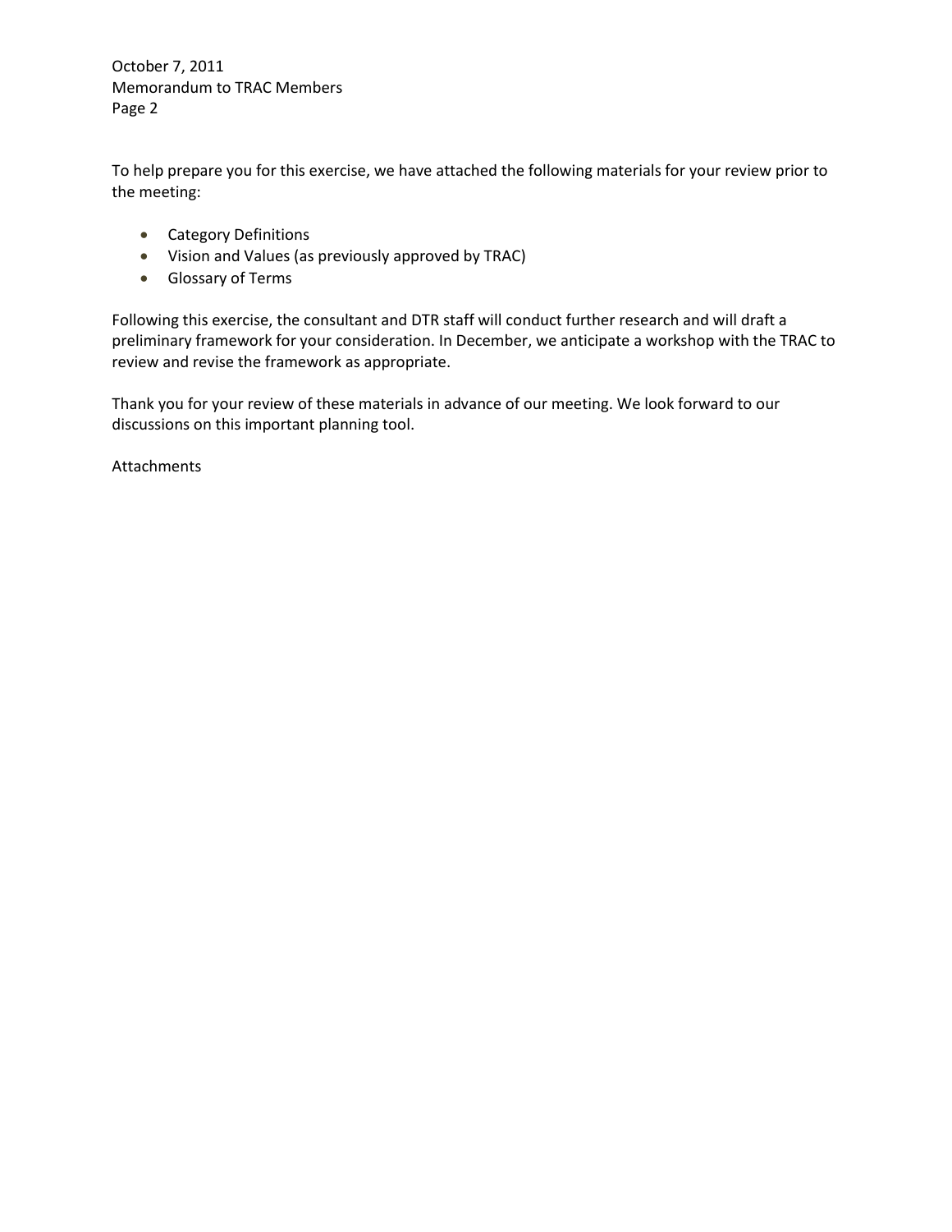To help prepare you for this exercise, we have attached the following materials for your review prior to the meeting:

- Category Definitions
- Vision and Values (as previously approved by TRAC)
- Glossary of Terms

Following this exercise, the consultant and DTR staff will conduct further research and will draft a preliminary framework for your consideration. In December, we anticipate a workshop with the TRAC to review and revise the framework as appropriate.

Thank you for your review of these materials in advance of our meeting. We look forward to our discussions on this important planning tool.

Attachments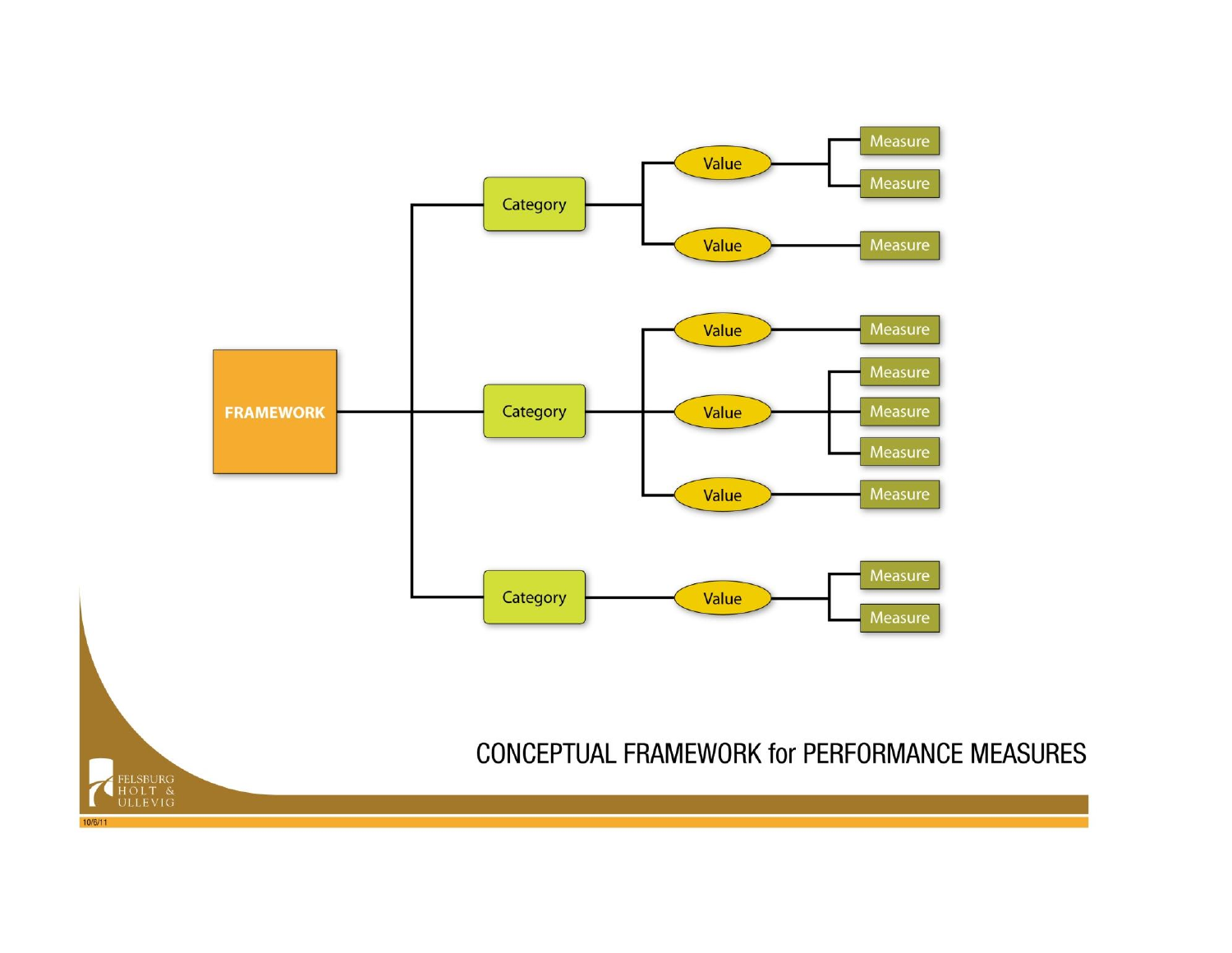# CONCEPTUAL FRAMEWORK for PERFORMANCE MEASURES

- FRAMEWORK
  - Category
    - Value
      - Measure
      - Measure
    - Value
      - Measure
  - Category
    - Value
      - Measure
    - Value
      - Measure
      - Measure
      - Measure
    - Value
      - Measure
  - Category
    - Value
      - Measure
      - Measure

FELSBURG HOLT & ULLEVIG

10/6/11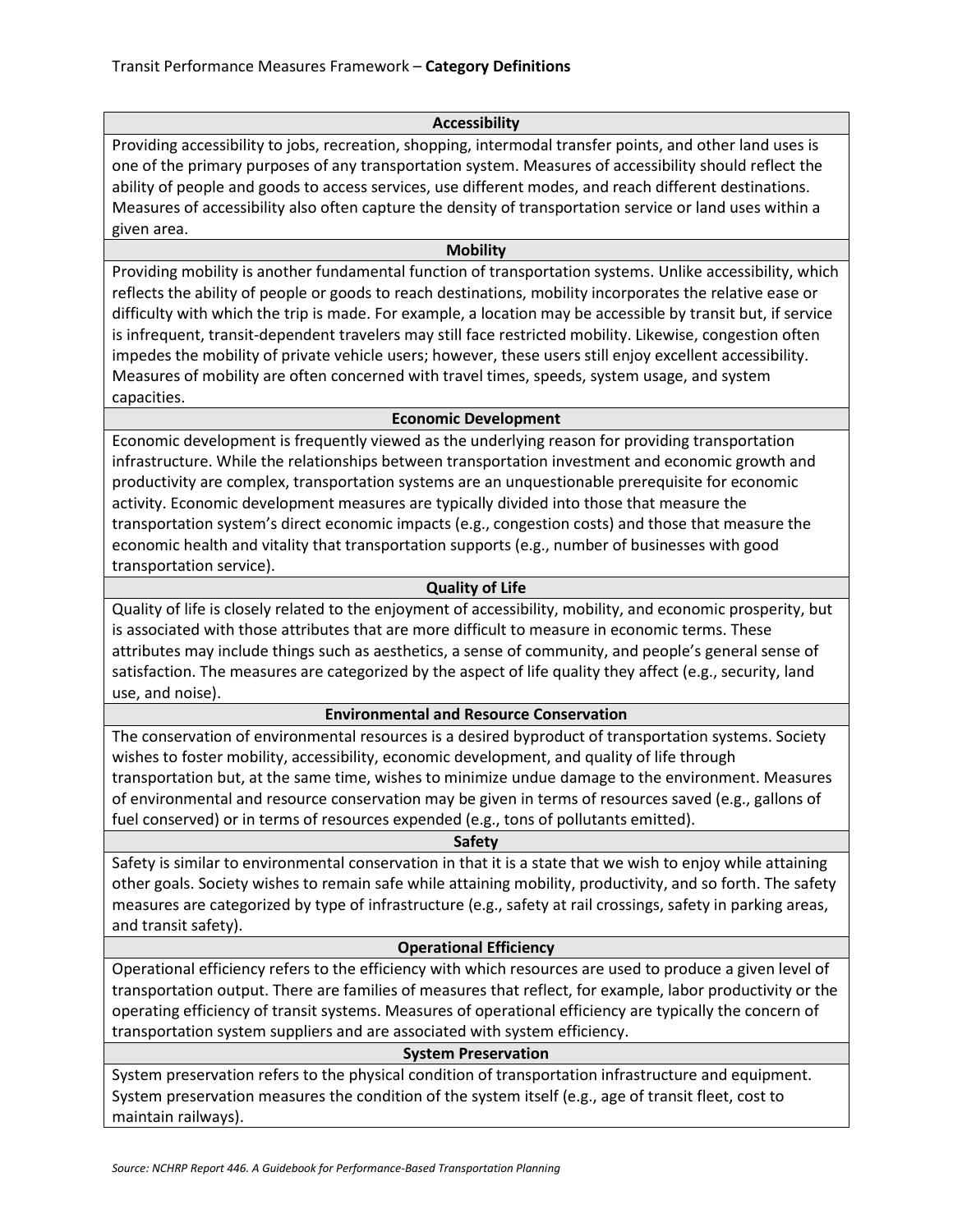Transit Performance Measures Framework – **Category Definitions**

| **Accessibility** |
|---|
| Providing accessibility to jobs, recreation, shopping, intermodal transfer points, and other land uses is one of the primary purposes of any transportation system. Measures of accessibility should reflect the ability of people and goods to access services, use different modes, and reach different destinations. Measures of accessibility also often capture the density of transportation service or land uses within a given area. |
| **Mobility** |
| Providing mobility is another fundamental function of transportation systems. Unlike accessibility, which reflects the ability of people or goods to reach destinations, mobility incorporates the relative ease or difficulty with which the trip is made. For example, a location may be accessible by transit but, if service is infrequent, transit-dependent travelers may still face restricted mobility. Likewise, congestion often impedes the mobility of private vehicle users; however, these users still enjoy excellent accessibility. Measures of mobility are often concerned with travel times, speeds, system usage, and system capacities. |
| **Economic Development** |
| Economic development is frequently viewed as the underlying reason for providing transportation infrastructure. While the relationships between transportation investment and economic growth and productivity are complex, transportation systems are an unquestionable prerequisite for economic activity. Economic development measures are typically divided into those that measure the transportation system's direct economic impacts (e.g., congestion costs) and those that measure the economic health and vitality that transportation supports (e.g., number of businesses with good transportation service). |
| **Quality of Life** |
| Quality of life is closely related to the enjoyment of accessibility, mobility, and economic prosperity, but is associated with those attributes that are more difficult to measure in economic terms. These attributes may include things such as aesthetics, a sense of community, and people's general sense of satisfaction. The measures are categorized by the aspect of life quality they affect (e.g., security, land use, and noise). |
| **Environmental and Resource Conservation** |
| The conservation of environmental resources is a desired byproduct of transportation systems. Society wishes to foster mobility, accessibility, economic development, and quality of life through transportation but, at the same time, wishes to minimize undue damage to the environment. Measures of environmental and resource conservation may be given in terms of resources saved (e.g., gallons of fuel conserved) or in terms of resources expended (e.g., tons of pollutants emitted). |
| **Safety** |
| Safety is similar to environmental conservation in that it is a state that we wish to enjoy while attaining other goals. Society wishes to remain safe while attaining mobility, productivity, and so forth. The safety measures are categorized by type of infrastructure (e.g., safety at rail crossings, safety in parking areas, and transit safety). |
| **Operational Efficiency** |
| Operational efficiency refers to the efficiency with which resources are used to produce a given level of transportation output. There are families of measures that reflect, for example, labor productivity or the operating efficiency of transit systems. Measures of operational efficiency are typically the concern of transportation system suppliers and are associated with system efficiency. |
| **System Preservation** |
| System preservation refers to the physical condition of transportation infrastructure and equipment. System preservation measures the condition of the system itself (e.g., age of transit fleet, cost to maintain railways). |

*Source: NCHRP Report 446. A Guidebook for Performance-Based Transportation Planning*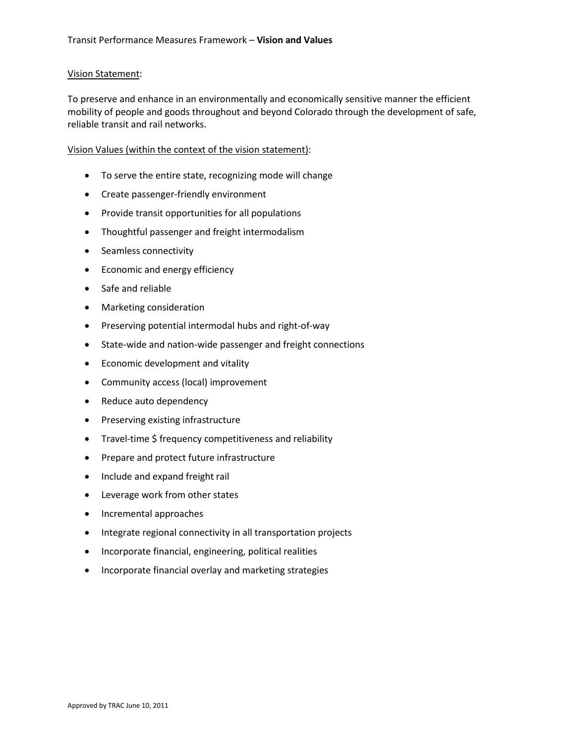Transit Performance Measures Framework – **Vision and Values**

Vision Statement:

To preserve and enhance in an environmentally and economically sensitive manner the efficient mobility of people and goods throughout and beyond Colorado through the development of safe, reliable transit and rail networks.

Vision Values (within the context of the vision statement):

- To serve the entire state, recognizing mode will change
- Create passenger-friendly environment
- Provide transit opportunities for all populations
- Thoughtful passenger and freight intermodalism
- Seamless connectivity
- Economic and energy efficiency
- Safe and reliable
- Marketing consideration
- Preserving potential intermodal hubs and right-of-way
- State-wide and nation-wide passenger and freight connections
- Economic development and vitality
- Community access (local) improvement
- Reduce auto dependency
- Preserving existing infrastructure
- Travel-time $ frequency competitiveness and reliability
- Prepare and protect future infrastructure
- Include and expand freight rail
- Leverage work from other states
- Incremental approaches
- Integrate regional connectivity in all transportation projects
- Incorporate financial, engineering, political realities
- Incorporate financial overlay and marketing strategies

Approved by TRAC June 10, 2011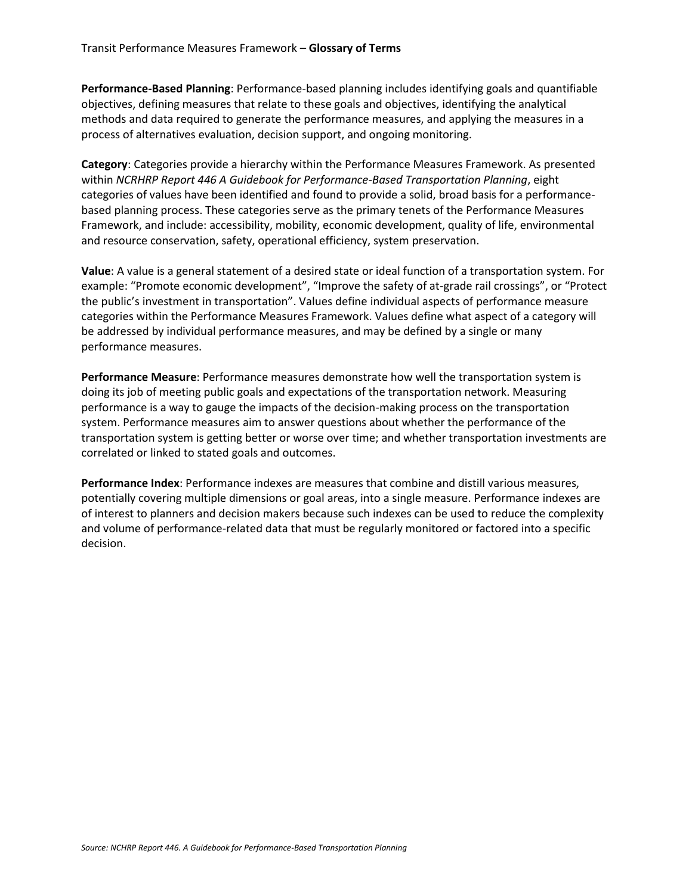**Performance-Based Planning**: Performance-based planning includes identifying goals and quantifiable objectives, defining measures that relate to these goals and objectives, identifying the analytical methods and data required to generate the performance measures, and applying the measures in a process of alternatives evaluation, decision support, and ongoing monitoring.

**Category**: Categories provide a hierarchy within the Performance Measures Framework. As presented within *NCRHRP Report 446 A Guidebook for Performance-Based Transportation Planning*, eight categories of values have been identified and found to provide a solid, broad basis for a performance-based planning process. These categories serve as the primary tenets of the Performance Measures Framework, and include: accessibility, mobility, economic development, quality of life, environmental and resource conservation, safety, operational efficiency, system preservation.

**Value**: A value is a general statement of a desired state or ideal function of a transportation system. For example: "Promote economic development", "Improve the safety of at-grade rail crossings", or "Protect the public's investment in transportation". Values define individual aspects of performance measure categories within the Performance Measures Framework. Values define what aspect of a category will be addressed by individual performance measures, and may be defined by a single or many performance measures.

**Performance Measure**: Performance measures demonstrate how well the transportation system is doing its job of meeting public goals and expectations of the transportation network. Measuring performance is a way to gauge the impacts of the decision-making process on the transportation system. Performance measures aim to answer questions about whether the performance of the transportation system is getting better or worse over time; and whether transportation investments are correlated or linked to stated goals and outcomes.

**Performance Index**: Performance indexes are measures that combine and distill various measures, potentially covering multiple dimensions or goal areas, into a single measure. Performance indexes are of interest to planners and decision makers because such indexes can be used to reduce the complexity and volume of performance-related data that must be regularly monitored or factored into a specific decision.

*Source: NCHRP Report 446. A Guidebook for Performance-Based Transportation Planning*